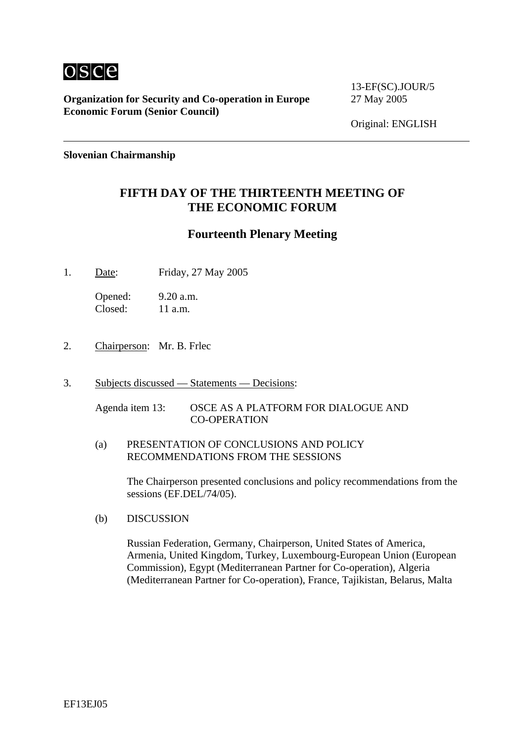osce

**Organization for Security and Co-operation in Europe**
**Economic Forum (Senior Council)**

13-EF(SC).JOUR/5
27 May 2005

Original: ENGLISH

**Slovenian Chairmanship**

# FIFTH DAY OF THE THIRTEENTH MEETING OF THE ECONOMIC FORUM

## Fourteenth Plenary Meeting

1. Date: Friday, 27 May 2005

   Opened: 9.20 a.m.
   Closed: 11 a.m.

2. Chairperson: Mr. B. Frlec

3. Subjects discussed — Statements — Decisions:

   Agenda item 13: OSCE AS A PLATFORM FOR DIALOGUE AND CO-OPERATION

   (a) PRESENTATION OF CONCLUSIONS AND POLICY RECOMMENDATIONS FROM THE SESSIONS

   The Chairperson presented conclusions and policy recommendations from the sessions (EF.DEL/74/05).

   (b) DISCUSSION

   Russian Federation, Germany, Chairperson, United States of America, Armenia, United Kingdom, Turkey, Luxembourg-European Union (European Commission), Egypt (Mediterranean Partner for Co-operation), Algeria (Mediterranean Partner for Co-operation), France, Tajikistan, Belarus, Malta

EF13EJ05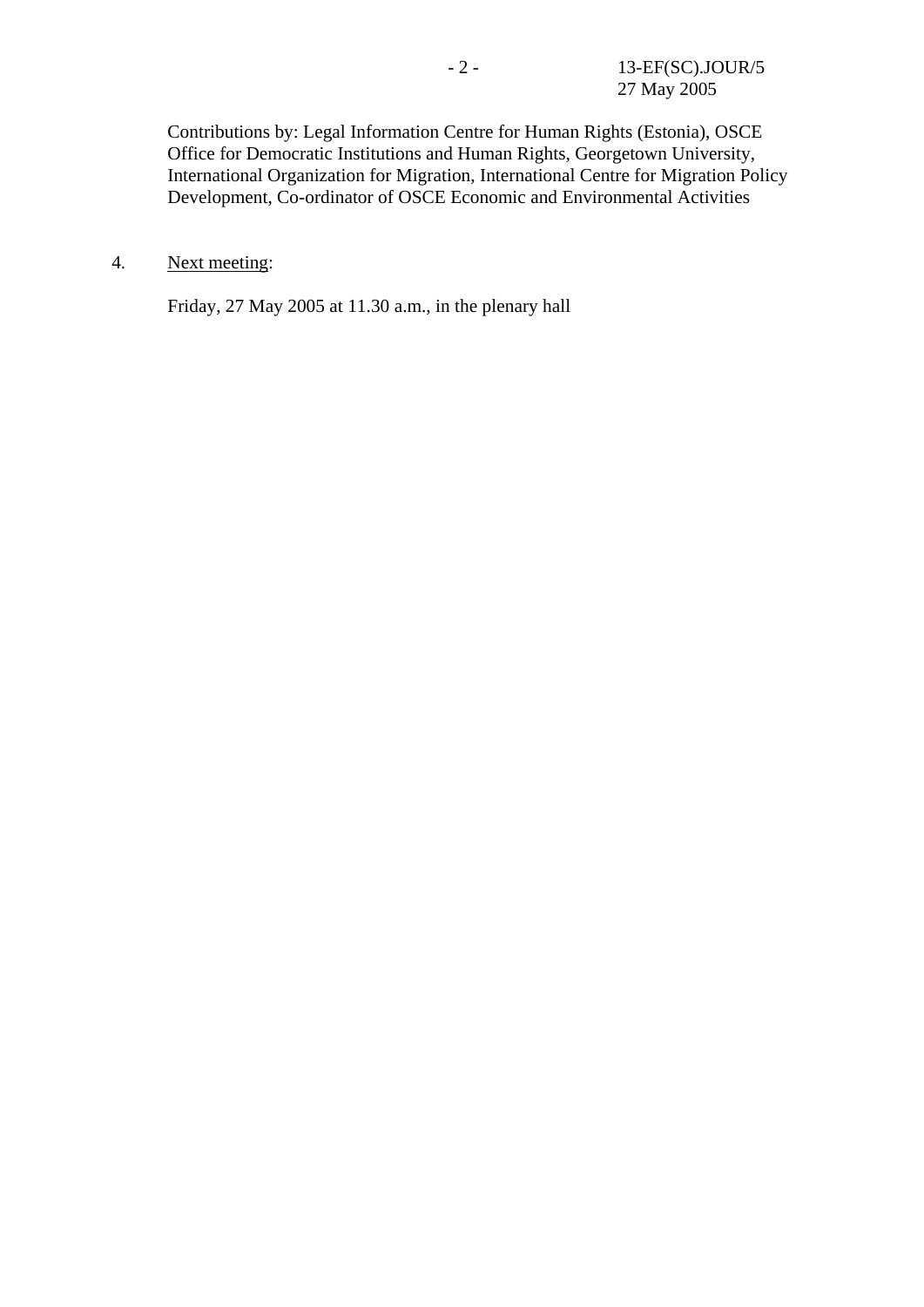Contributions by: Legal Information Centre for Human Rights (Estonia), OSCE Office for Democratic Institutions and Human Rights, Georgetown University, International Organization for Migration, International Centre for Migration Policy Development, Co-ordinator of OSCE Economic and Environmental Activities

4. Next meeting:

Friday, 27 May 2005 at 11.30 a.m., in the plenary hall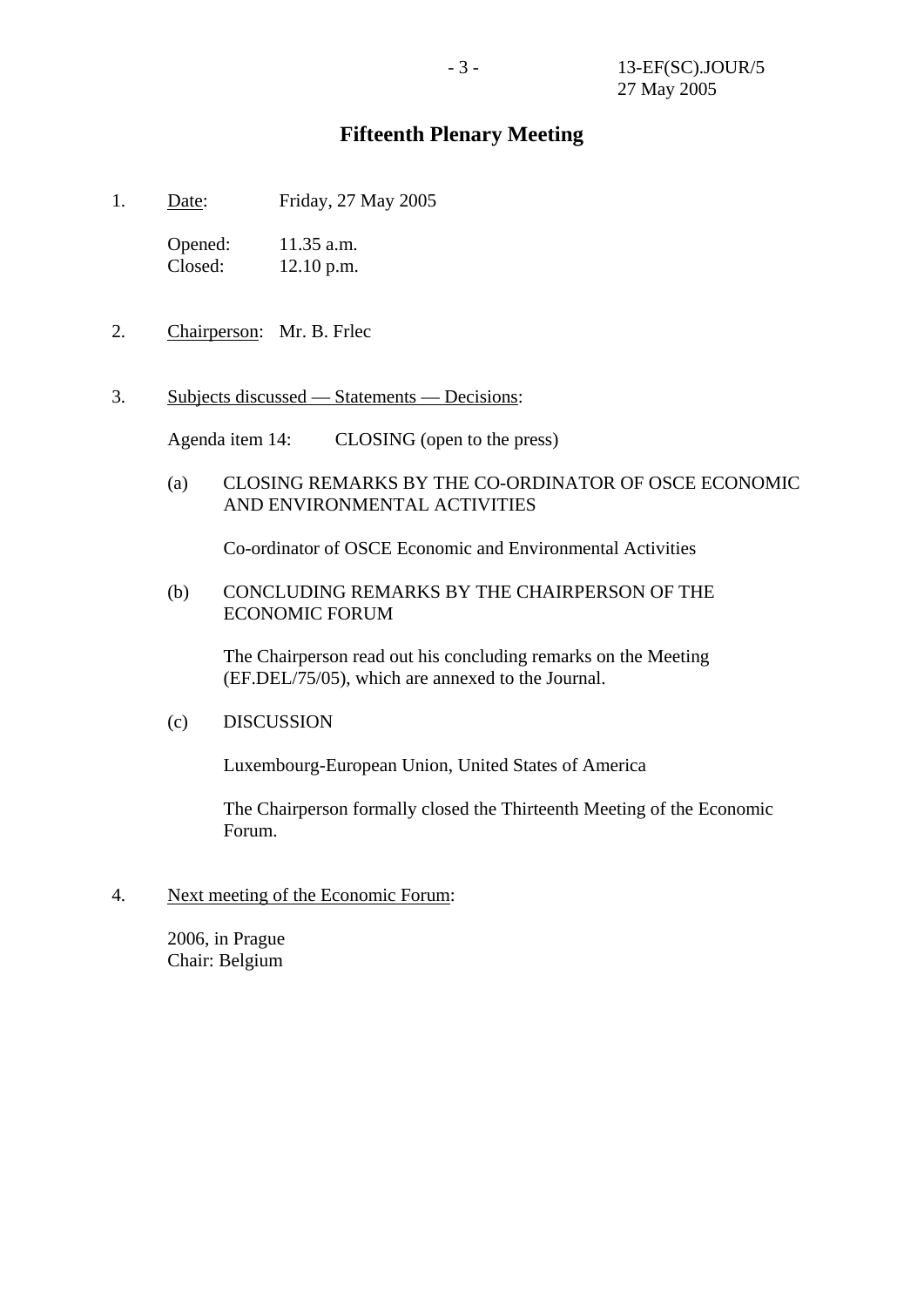# Fifteenth Plenary Meeting

1. Date: Friday, 27 May 2005

   Opened: 11.35 a.m.
   Closed: 12.10 p.m.

2. Chairperson: Mr. B. Frlec

3. Subjects discussed — Statements — Decisions:

   Agenda item 14: CLOSING (open to the press)

   (a) CLOSING REMARKS BY THE CO-ORDINATOR OF OSCE ECONOMIC AND ENVIRONMENTAL ACTIVITIES

   Co-ordinator of OSCE Economic and Environmental Activities

   (b) CONCLUDING REMARKS BY THE CHAIRPERSON OF THE ECONOMIC FORUM

   The Chairperson read out his concluding remarks on the Meeting (EF.DEL/75/05), which are annexed to the Journal.

   (c) DISCUSSION

   Luxembourg-European Union, United States of America

   The Chairperson formally closed the Thirteenth Meeting of the Economic Forum.

4. Next meeting of the Economic Forum:

   2006, in Prague
   Chair: Belgium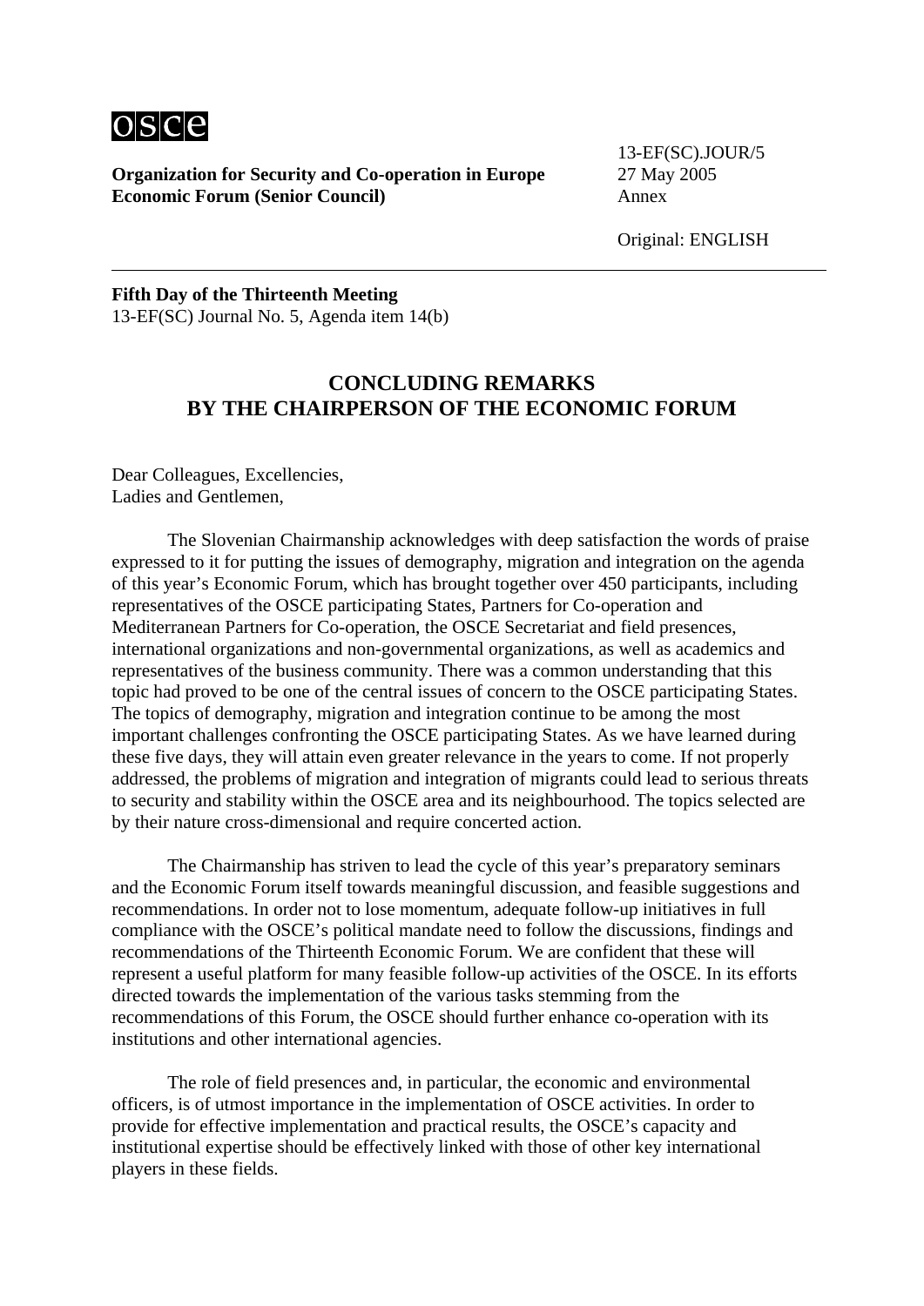**Organization for Security and Co-operation in Europe**
**Economic Forum (Senior Council)**

13-EF(SC).JOUR/5
27 May 2005
Annex

Original: ENGLISH

---

**Fifth Day of the Thirteenth Meeting**
13-EF(SC) Journal No. 5, Agenda item 14(b)

## CONCLUDING REMARKS BY THE CHAIRPERSON OF THE ECONOMIC FORUM

Dear Colleagues, Excellencies,
Ladies and Gentlemen,

The Slovenian Chairmanship acknowledges with deep satisfaction the words of praise expressed to it for putting the issues of demography, migration and integration on the agenda of this year's Economic Forum, which has brought together over 450 participants, including representatives of the OSCE participating States, Partners for Co-operation and Mediterranean Partners for Co-operation, the OSCE Secretariat and field presences, international organizations and non-governmental organizations, as well as academics and representatives of the business community. There was a common understanding that this topic had proved to be one of the central issues of concern to the OSCE participating States. The topics of demography, migration and integration continue to be among the most important challenges confronting the OSCE participating States. As we have learned during these five days, they will attain even greater relevance in the years to come. If not properly addressed, the problems of migration and integration of migrants could lead to serious threats to security and stability within the OSCE area and its neighbourhood. The topics selected are by their nature cross-dimensional and require concerted action.

The Chairmanship has striven to lead the cycle of this year's preparatory seminars and the Economic Forum itself towards meaningful discussion, and feasible suggestions and recommendations. In order not to lose momentum, adequate follow-up initiatives in full compliance with the OSCE's political mandate need to follow the discussions, findings and recommendations of the Thirteenth Economic Forum. We are confident that these will represent a useful platform for many feasible follow-up activities of the OSCE. In its efforts directed towards the implementation of the various tasks stemming from the recommendations of this Forum, the OSCE should further enhance co-operation with its institutions and other international agencies.

The role of field presences and, in particular, the economic and environmental officers, is of utmost importance in the implementation of OSCE activities. In order to provide for effective implementation and practical results, the OSCE's capacity and institutional expertise should be effectively linked with those of other key international players in these fields.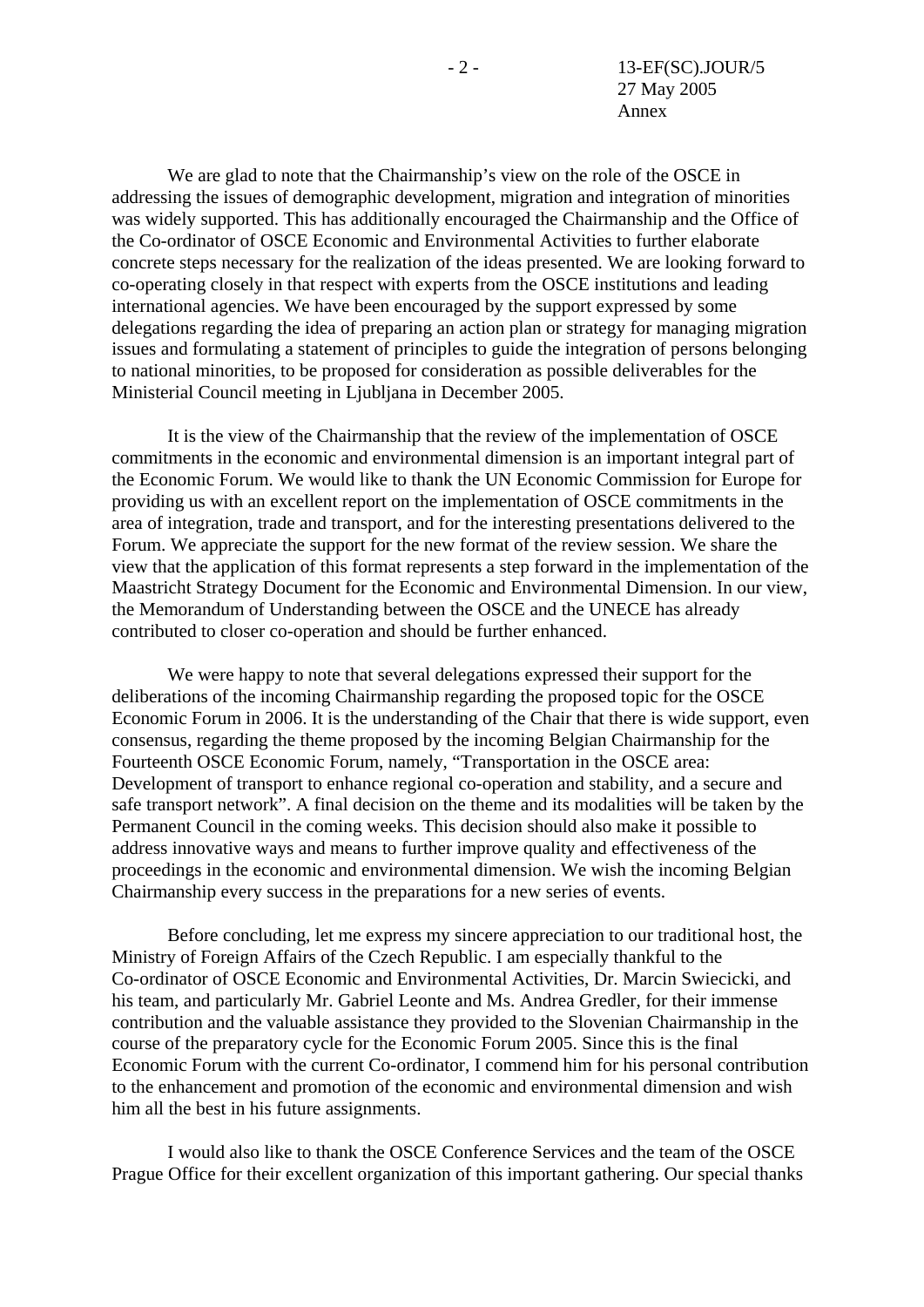We are glad to note that the Chairmanship's view on the role of the OSCE in addressing the issues of demographic development, migration and integration of minorities was widely supported. This has additionally encouraged the Chairmanship and the Office of the Co-ordinator of OSCE Economic and Environmental Activities to further elaborate concrete steps necessary for the realization of the ideas presented. We are looking forward to co-operating closely in that respect with experts from the OSCE institutions and leading international agencies. We have been encouraged by the support expressed by some delegations regarding the idea of preparing an action plan or strategy for managing migration issues and formulating a statement of principles to guide the integration of persons belonging to national minorities, to be proposed for consideration as possible deliverables for the Ministerial Council meeting in Ljubljana in December 2005.

It is the view of the Chairmanship that the review of the implementation of OSCE commitments in the economic and environmental dimension is an important integral part of the Economic Forum. We would like to thank the UN Economic Commission for Europe for providing us with an excellent report on the implementation of OSCE commitments in the area of integration, trade and transport, and for the interesting presentations delivered to the Forum. We appreciate the support for the new format of the review session. We share the view that the application of this format represents a step forward in the implementation of the Maastricht Strategy Document for the Economic and Environmental Dimension. In our view, the Memorandum of Understanding between the OSCE and the UNECE has already contributed to closer co-operation and should be further enhanced.

We were happy to note that several delegations expressed their support for the deliberations of the incoming Chairmanship regarding the proposed topic for the OSCE Economic Forum in 2006. It is the understanding of the Chair that there is wide support, even consensus, regarding the theme proposed by the incoming Belgian Chairmanship for the Fourteenth OSCE Economic Forum, namely, "Transportation in the OSCE area: Development of transport to enhance regional co-operation and stability, and a secure and safe transport network". A final decision on the theme and its modalities will be taken by the Permanent Council in the coming weeks. This decision should also make it possible to address innovative ways and means to further improve quality and effectiveness of the proceedings in the economic and environmental dimension. We wish the incoming Belgian Chairmanship every success in the preparations for a new series of events.

Before concluding, let me express my sincere appreciation to our traditional host, the Ministry of Foreign Affairs of the Czech Republic. I am especially thankful to the Co-ordinator of OSCE Economic and Environmental Activities, Dr. Marcin Swiecicki, and his team, and particularly Mr. Gabriel Leonte and Ms. Andrea Gredler, for their immense contribution and the valuable assistance they provided to the Slovenian Chairmanship in the course of the preparatory cycle for the Economic Forum 2005. Since this is the final Economic Forum with the current Co-ordinator, I commend him for his personal contribution to the enhancement and promotion of the economic and environmental dimension and wish him all the best in his future assignments.

I would also like to thank the OSCE Conference Services and the team of the OSCE Prague Office for their excellent organization of this important gathering. Our special thanks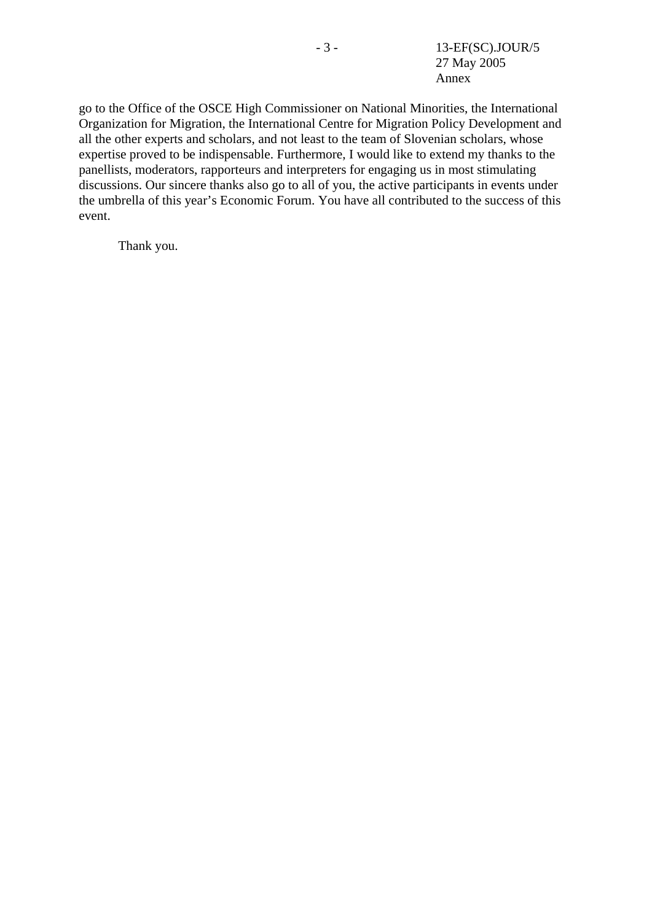go to the Office of the OSCE High Commissioner on National Minorities, the International Organization for Migration, the International Centre for Migration Policy Development and all the other experts and scholars, and not least to the team of Slovenian scholars, whose expertise proved to be indispensable. Furthermore, I would like to extend my thanks to the panellists, moderators, rapporteurs and interpreters for engaging us in most stimulating discussions. Our sincere thanks also go to all of you, the active participants in events under the umbrella of this year's Economic Forum. You have all contributed to the success of this event.

Thank you.